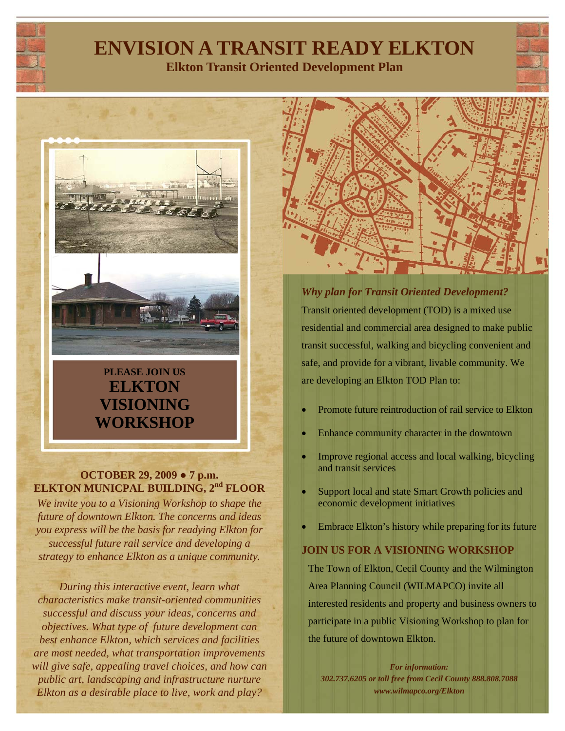# ENVISION A TRANSIT READY ELKTON

## Elkton Transit Oriented Development Plan

**PLEASE JOIN US**

## ELKTON VISIONING WORKSHOP

**OCTOBER 29, 2009 ● 7 p.m.**
**ELKTON MUNICPAL BUILDING, 2nd FLOOR**

*We invite you to a Visioning Workshop to shape the future of downtown Elkton. The concerns and ideas you express will be the basis for readying Elkton for successful future rail service and developing a strategy to enhance Elkton as a unique community.*

*During this interactive event, learn what characteristics make transit-oriented communities successful and discuss your ideas, concerns and objectives. What type of future development can best enhance Elkton, which services and facilities are most needed, what transportation improvements will give safe, appealing travel choices, and how can public art, landscaping and infrastructure nurture Elkton as a desirable place to live, work and play?*

### *Why plan for Transit Oriented Development?*

Transit oriented development (TOD) is a mixed use residential and commercial area designed to make public transit successful, walking and bicycling convenient and safe, and provide for a vibrant, livable community. We are developing an Elkton TOD Plan to:

- Promote future reintroduction of rail service to Elkton
- Enhance community character in the downtown
- Improve regional access and local walking, bicycling and transit services
- Support local and state Smart Growth policies and economic development initiatives
- Embrace Elkton's history while preparing for its future

### JOIN US FOR A VISIONING WORKSHOP

The Town of Elkton, Cecil County and the Wilmington Area Planning Council (WILMAPCO) invite all interested residents and property and business owners to participate in a public Visioning Workshop to plan for the future of downtown Elkton.

***For information:***
***302.737.6205 or toll free from Cecil County 888.808.7088***
***www.wilmapco.org/Elkton***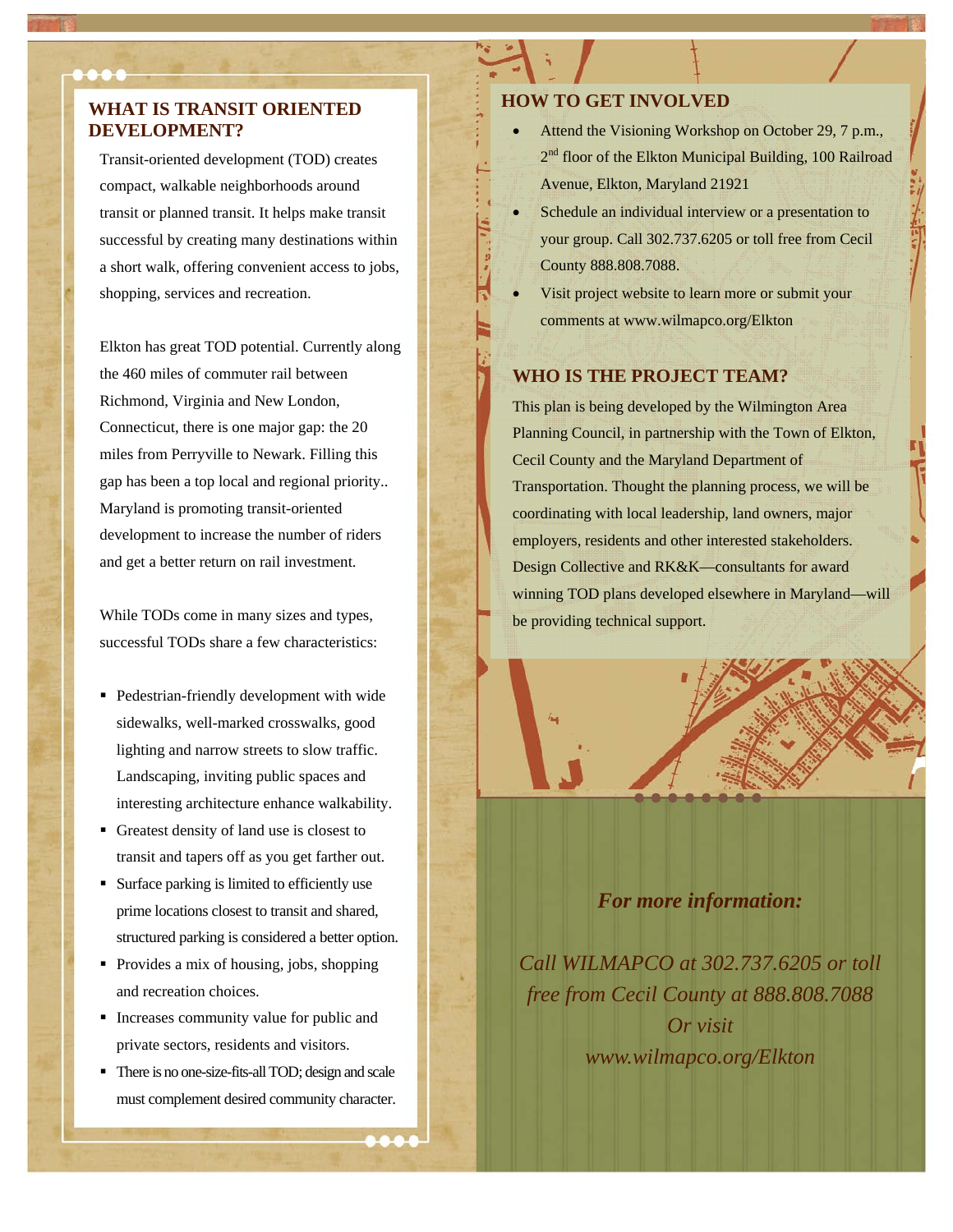## WHAT IS TRANSIT ORIENTED DEVELOPMENT?

Transit-oriented development (TOD) creates compact, walkable neighborhoods around transit or planned transit. It helps make transit successful by creating many destinations within a short walk, offering convenient access to jobs, shopping, services and recreation.

Elkton has great TOD potential. Currently along the 460 miles of commuter rail between Richmond, Virginia and New London, Connecticut, there is one major gap: the 20 miles from Perryville to Newark. Filling this gap has been a top local and regional priority.. Maryland is promoting transit-oriented development to increase the number of riders and get a better return on rail investment.

While TODs come in many sizes and types, successful TODs share a few characteristics:

- Pedestrian-friendly development with wide sidewalks, well-marked crosswalks, good lighting and narrow streets to slow traffic. Landscaping, inviting public spaces and interesting architecture enhance walkability.
- Greatest density of land use is closest to transit and tapers off as you get farther out.
- Surface parking is limited to efficiently use prime locations closest to transit and shared, structured parking is considered a better option.
- Provides a mix of housing, jobs, shopping and recreation choices.
- Increases community value for public and private sectors, residents and visitors.
- There is no one-size-fits-all TOD; design and scale must complement desired community character.

## HOW TO GET INVOLVED

- Attend the Visioning Workshop on October 29, 7 p.m., 2nd floor of the Elkton Municipal Building, 100 Railroad Avenue, Elkton, Maryland 21921
- Schedule an individual interview or a presentation to your group. Call 302.737.6205 or toll free from Cecil County 888.808.7088.
- Visit project website to learn more or submit your comments at www.wilmapco.org/Elkton

## WHO IS THE PROJECT TEAM?

This plan is being developed by the Wilmington Area Planning Council, in partnership with the Town of Elkton, Cecil County and the Maryland Department of Transportation. Thought the planning process, we will be coordinating with local leadership, land owners, major employers, residents and other interested stakeholders. Design Collective and RK&K—consultants for award winning TOD plans developed elsewhere in Maryland—will be providing technical support.

***For more information:***

*Call WILMAPCO at 302.737.6205 or toll free from Cecil County at 888.808.7088 Or visit www.wilmapco.org/Elkton*